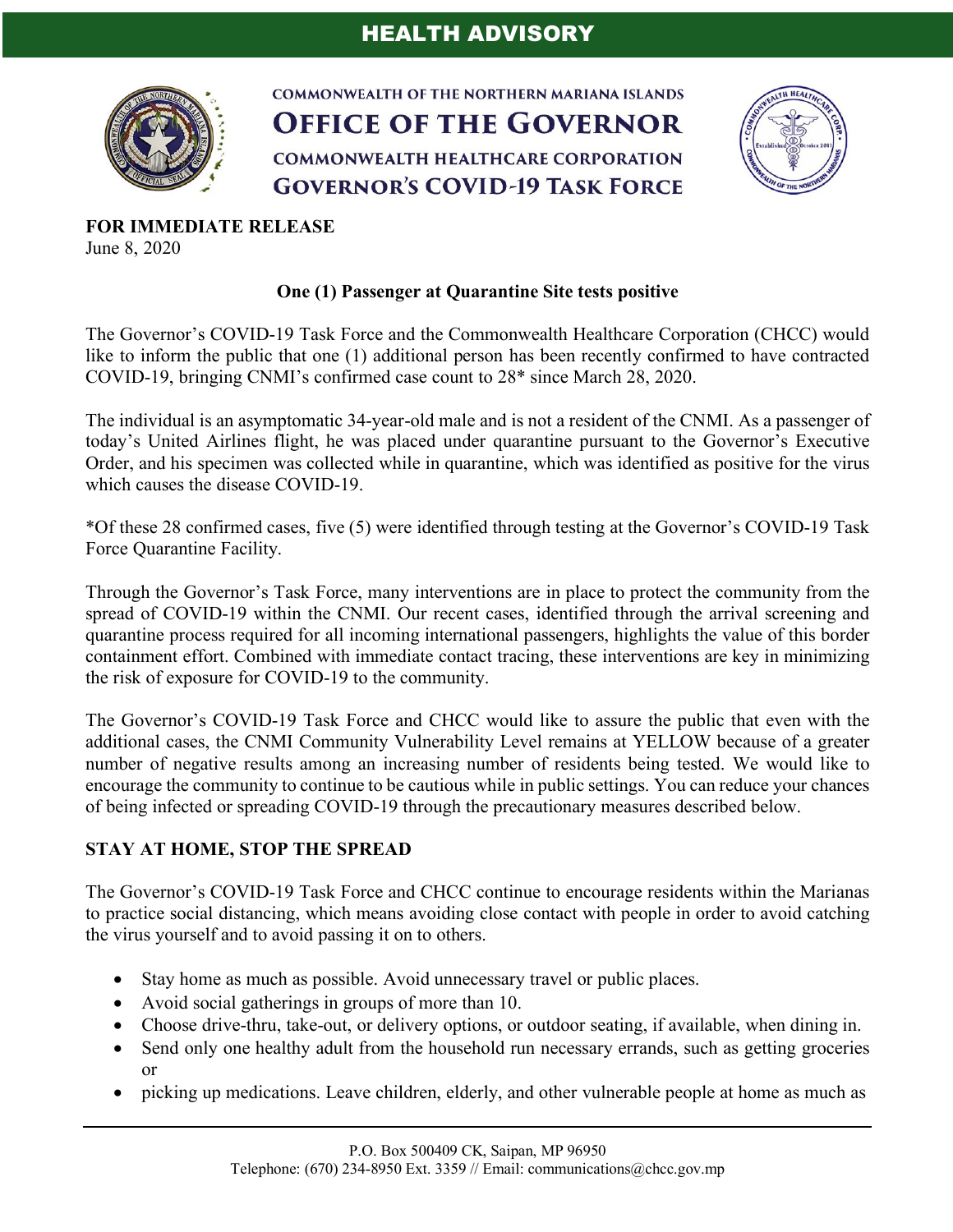# HEALTH ADVISORY

**COMMONWEALTH OF THE NORTHERN MARIANA ISLANDS**
**OFFICE OF THE GOVERNOR**
**COMMONWEALTH HEALTHCARE CORPORATION**
**GOVERNOR'S COVID-19 TASK FORCE**

**FOR IMMEDIATE RELEASE**
June 8, 2020

## One (1) Passenger at Quarantine Site tests positive

The Governor's COVID-19 Task Force and the Commonwealth Healthcare Corporation (CHCC) would like to inform the public that one (1) additional person has been recently confirmed to have contracted COVID-19, bringing CNMI's confirmed case count to 28* since March 28, 2020.

The individual is an asymptomatic 34-year-old male and is not a resident of the CNMI. As a passenger of today's United Airlines flight, he was placed under quarantine pursuant to the Governor's Executive Order, and his specimen was collected while in quarantine, which was identified as positive for the virus which causes the disease COVID-19.

*Of these 28 confirmed cases, five (5) were identified through testing at the Governor's COVID-19 Task Force Quarantine Facility.

Through the Governor's Task Force, many interventions are in place to protect the community from the spread of COVID-19 within the CNMI. Our recent cases, identified through the arrival screening and quarantine process required for all incoming international passengers, highlights the value of this border containment effort. Combined with immediate contact tracing, these interventions are key in minimizing the risk of exposure for COVID-19 to the community.

The Governor's COVID-19 Task Force and CHCC would like to assure the public that even with the additional cases, the CNMI Community Vulnerability Level remains at YELLOW because of a greater number of negative results among an increasing number of residents being tested. We would like to encourage the community to continue to be cautious while in public settings. You can reduce your chances of being infected or spreading COVID-19 through the precautionary measures described below.

## STAY AT HOME, STOP THE SPREAD

The Governor's COVID-19 Task Force and CHCC continue to encourage residents within the Marianas to practice social distancing, which means avoiding close contact with people in order to avoid catching the virus yourself and to avoid passing it on to others.

- Stay home as much as possible. Avoid unnecessary travel or public places.
- Avoid social gatherings in groups of more than 10.
- Choose drive-thru, take-out, or delivery options, or outdoor seating, if available, when dining in.
- Send only one healthy adult from the household run necessary errands, such as getting groceries or
- picking up medications. Leave children, elderly, and other vulnerable people at home as much as

P.O. Box 500409 CK, Saipan, MP 96950
Telephone: (670) 234-8950 Ext. 3359 // Email: communications@chcc.gov.mp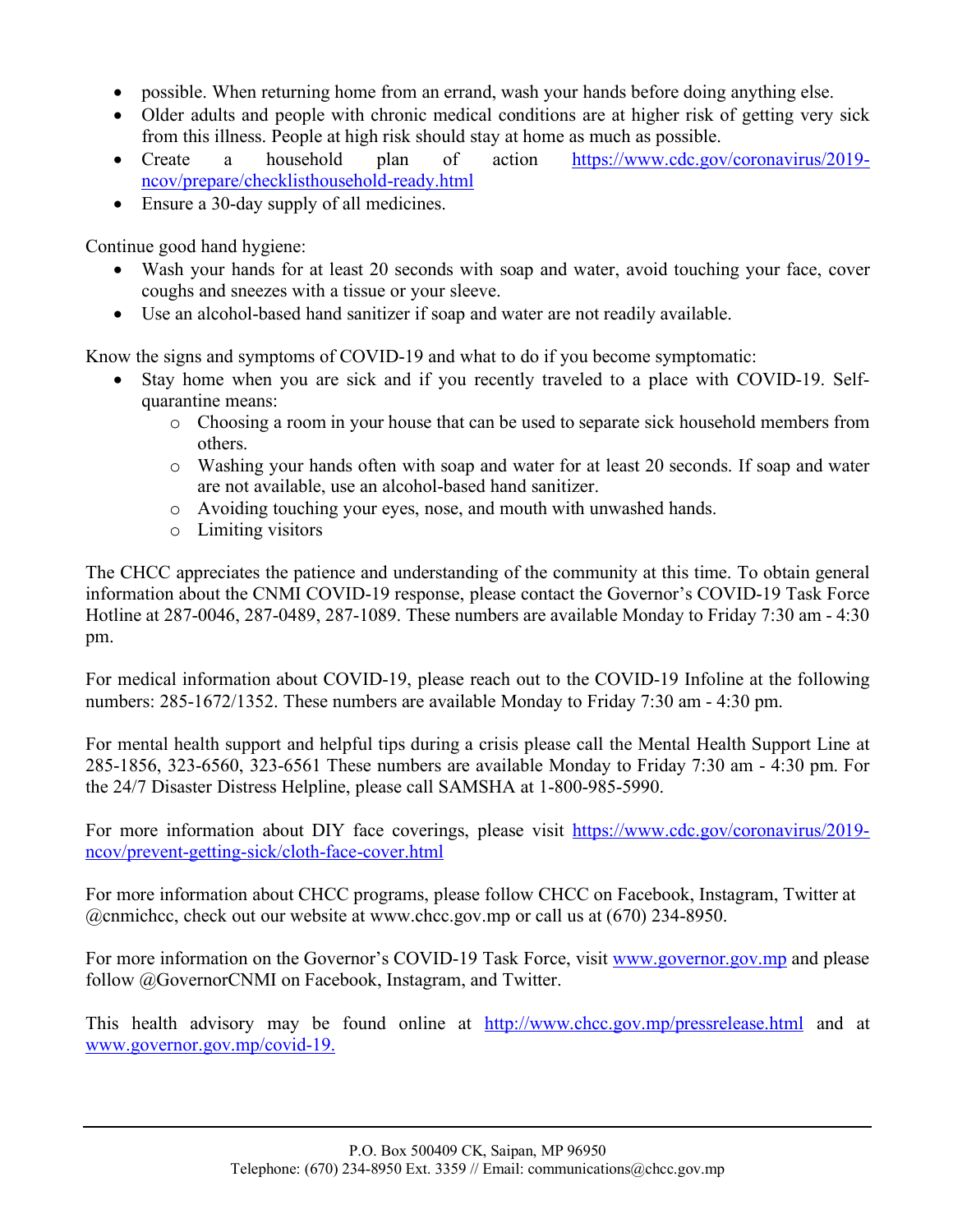- possible. When returning home from an errand, wash your hands before doing anything else.
- Older adults and people with chronic medical conditions are at higher risk of getting very sick from this illness. People at high risk should stay at home as much as possible.
- Create a household plan of action https://www.cdc.gov/coronavirus/2019-ncov/prepare/checklisthousehold-ready.html
- Ensure a 30-day supply of all medicines.

Continue good hand hygiene:

- Wash your hands for at least 20 seconds with soap and water, avoid touching your face, cover coughs and sneezes with a tissue or your sleeve.
- Use an alcohol-based hand sanitizer if soap and water are not readily available.

Know the signs and symptoms of COVID-19 and what to do if you become symptomatic:

- Stay home when you are sick and if you recently traveled to a place with COVID-19. Self-quarantine means:
  - Choosing a room in your house that can be used to separate sick household members from others.
  - Washing your hands often with soap and water for at least 20 seconds. If soap and water are not available, use an alcohol-based hand sanitizer.
  - Avoiding touching your eyes, nose, and mouth with unwashed hands.
  - Limiting visitors

The CHCC appreciates the patience and understanding of the community at this time. To obtain general information about the CNMI COVID-19 response, please contact the Governor's COVID-19 Task Force Hotline at 287-0046, 287-0489, 287-1089. These numbers are available Monday to Friday 7:30 am - 4:30 pm.

For medical information about COVID-19, please reach out to the COVID-19 Infoline at the following numbers: 285-1672/1352. These numbers are available Monday to Friday 7:30 am - 4:30 pm.

For mental health support and helpful tips during a crisis please call the Mental Health Support Line at 285-1856, 323-6560, 323-6561 These numbers are available Monday to Friday 7:30 am - 4:30 pm. For the 24/7 Disaster Distress Helpline, please call SAMSHA at 1-800-985-5990.

For more information about DIY face coverings, please visit https://www.cdc.gov/coronavirus/2019-ncov/prevent-getting-sick/cloth-face-cover.html

For more information about CHCC programs, please follow CHCC on Facebook, Instagram, Twitter at @cnmichcc, check out our website at www.chcc.gov.mp or call us at (670) 234-8950.

For more information on the Governor's COVID-19 Task Force, visit www.governor.gov.mp and please follow @GovernorCNMI on Facebook, Instagram, and Twitter.

This health advisory may be found online at http://www.chcc.gov.mp/pressrelease.html and at www.governor.gov.mp/covid-19.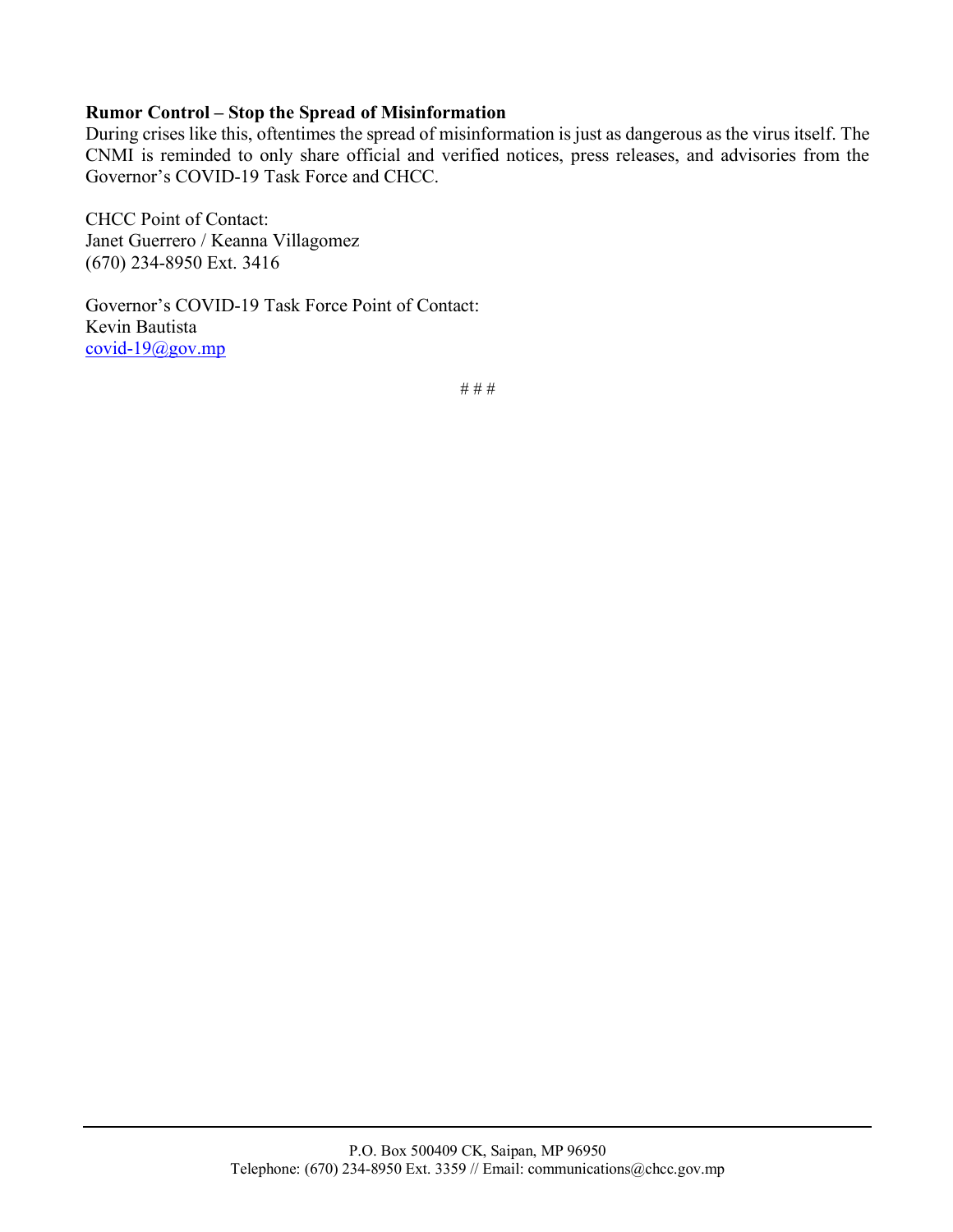**Rumor Control – Stop the Spread of Misinformation**
During crises like this, oftentimes the spread of misinformation is just as dangerous as the virus itself. The CNMI is reminded to only share official and verified notices, press releases, and advisories from the Governor's COVID-19 Task Force and CHCC.

CHCC Point of Contact:
Janet Guerrero / Keanna Villagomez
(670) 234-8950 Ext. 3416

Governor's COVID-19 Task Force Point of Contact:
Kevin Bautista
covid-19@gov.mp

# # #